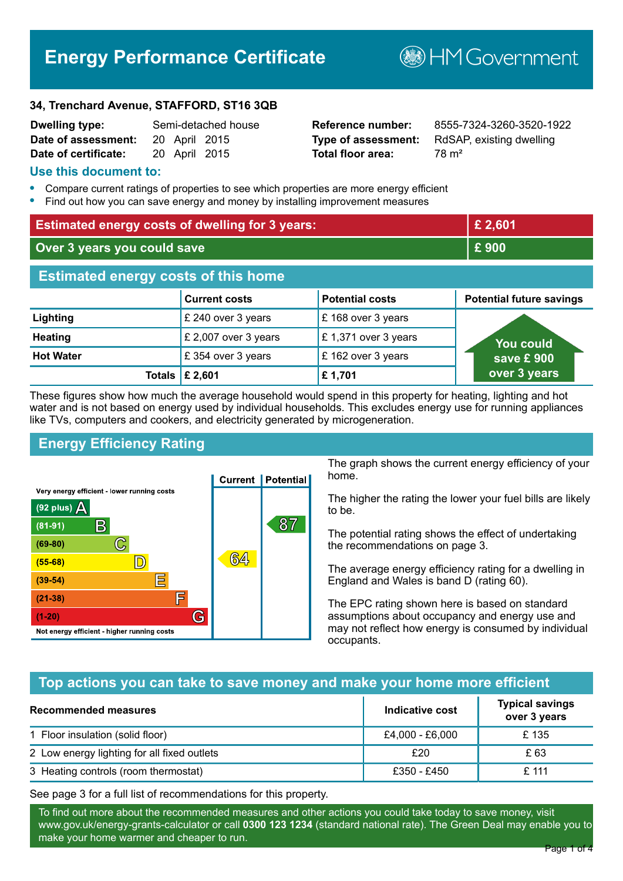# Energy Performance Certificate

HM Government

**34, Trenchard Avenue, STAFFORD, ST16 3QB**

| | | | |
|---|---|---|---|
| **Dwelling type:** | Semi-detached house | **Reference number:** | 8555-7324-3260-3520-1922 |
| **Date of assessment:** | 20 April 2015 | **Type of assessment:** | RdSAP, existing dwelling |
| **Date of certificate:** | 20 April 2015 | **Total floor area:** | 78 m² |

## Use this document to:

- Compare current ratings of properties to see which properties are more energy efficient
- Find out how you can save energy and money by installing improvement measures

| | |
|---|---|
| **Estimated energy costs of dwelling for 3 years:** | **£ 2,601** |
| **Over 3 years you could save** | **£ 900** |

## Estimated energy costs of this home

| | Current costs | Potential costs | Potential future savings |
|---|---|---|---|
| **Lighting** | £ 240 over 3 years | £ 168 over 3 years | You could save £ 900 over 3 years |
| **Heating** | £ 2,007 over 3 years | £ 1,371 over 3 years | |
| **Hot Water** | £ 354 over 3 years | £ 162 over 3 years | |
| **Totals** | **£ 2,601** | **£ 1,701** | |

These figures show how much the average household would spend in this property for heating, lighting and hot water and is not based on energy used by individual households. This excludes energy use for running appliances like TVs, computers and cookers, and electricity generated by microgeneration.

## Energy Efficiency Rating

| Rating band | Current | Potential |
|---|---|---|
| Very energy efficient - lower running costs | | |
| (92 plus) A | | |
| (81-91) B | | 87 |
| (69-80) C | | |
| (55-68) D | 64 | |
| (39-54) E | | |
| (21-38) F | | |
| (1-20) G | | |
| Not energy efficient - higher running costs | | |

The graph shows the current energy efficiency of your home.

The higher the rating the lower your fuel bills are likely to be.

The potential rating shows the effect of undertaking the recommendations on page 3.

The average energy efficiency rating for a dwelling in England and Wales is band D (rating 60).

The EPC rating shown here is based on standard assumptions about occupancy and energy use and may not reflect how energy is consumed by individual occupants.

## Top actions you can take to save money and make your home more efficient

| Recommended measures | Indicative cost | Typical savings over 3 years |
|---|---|---|
| 1 Floor insulation (solid floor) | £4,000 - £6,000 | £ 135 |
| 2 Low energy lighting for all fixed outlets | £20 | £ 63 |
| 3 Heating controls (room thermostat) | £350 - £450 | £ 111 |

See page 3 for a full list of recommendations for this property.

To find out more about the recommended measures and other actions you could take today to save money, visit www.gov.uk/energy-grants-calculator or call **0300 123 1234** (standard national rate). The Green Deal may enable you to make your home warmer and cheaper to run.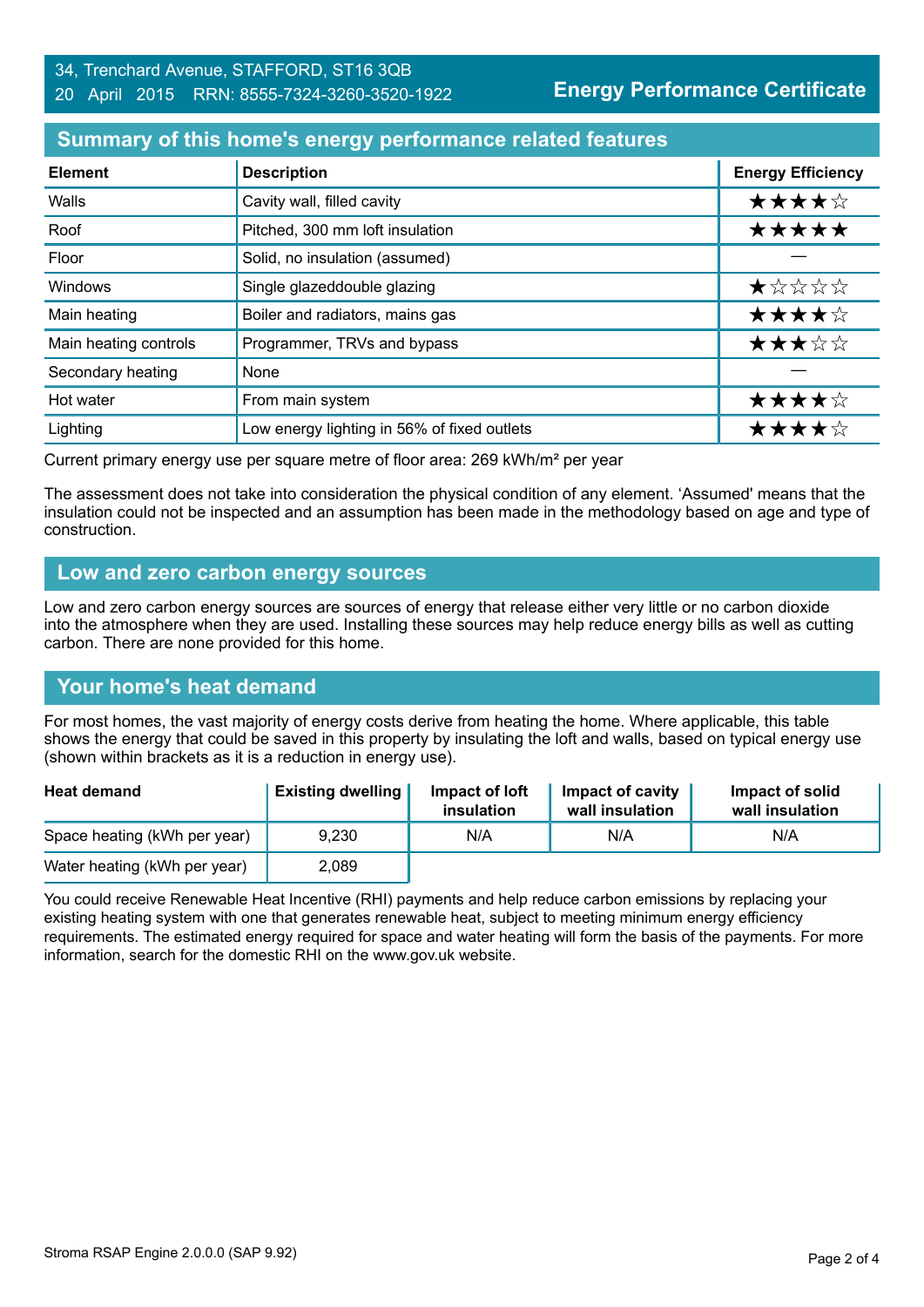34, Trenchard Avenue, STAFFORD, ST16 3QB
20 April 2015 RRN: 8555-7324-3260-3520-1922

**Energy Performance Certificate**

## Summary of this home's energy performance related features

| Element | Description | Energy Efficiency |
|---|---|---|
| Walls | Cavity wall, filled cavity | ★★★★☆ |
| Roof | Pitched, 300 mm loft insulation | ★★★★★ |
| Floor | Solid, no insulation (assumed) | — |
| Windows | Single glazeddouble glazing | ★☆☆☆☆ |
| Main heating | Boiler and radiators, mains gas | ★★★★☆ |
| Main heating controls | Programmer, TRVs and bypass | ★★★☆☆ |
| Secondary heating | None | — |
| Hot water | From main system | ★★★★☆ |
| Lighting | Low energy lighting in 56% of fixed outlets | ★★★★☆ |

Current primary energy use per square metre of floor area: 269 kWh/m² per year

The assessment does not take into consideration the physical condition of any element. 'Assumed' means that the insulation could not be inspected and an assumption has been made in the methodology based on age and type of construction.

## Low and zero carbon energy sources

Low and zero carbon energy sources are sources of energy that release either very little or no carbon dioxide into the atmosphere when they are used. Installing these sources may help reduce energy bills as well as cutting carbon. There are none provided for this home.

## Your home's heat demand

For most homes, the vast majority of energy costs derive from heating the home. Where applicable, this table shows the energy that could be saved in this property by insulating the loft and walls, based on typical energy use (shown within brackets as it is a reduction in energy use).

| Heat demand | Existing dwelling | Impact of loft insulation | Impact of cavity wall insulation | Impact of solid wall insulation |
|---|---|---|---|---|
| Space heating (kWh per year) | 9,230 | N/A | N/A | N/A |
| Water heating (kWh per year) | 2,089 | | | |

You could receive Renewable Heat Incentive (RHI) payments and help reduce carbon emissions by replacing your existing heating system with one that generates renewable heat, subject to meeting minimum energy efficiency requirements. The estimated energy required for space and water heating will form the basis of the payments. For more information, search for the domestic RHI on the www.gov.uk website.

Stroma RSAP Engine 2.0.0.0 (SAP 9.92)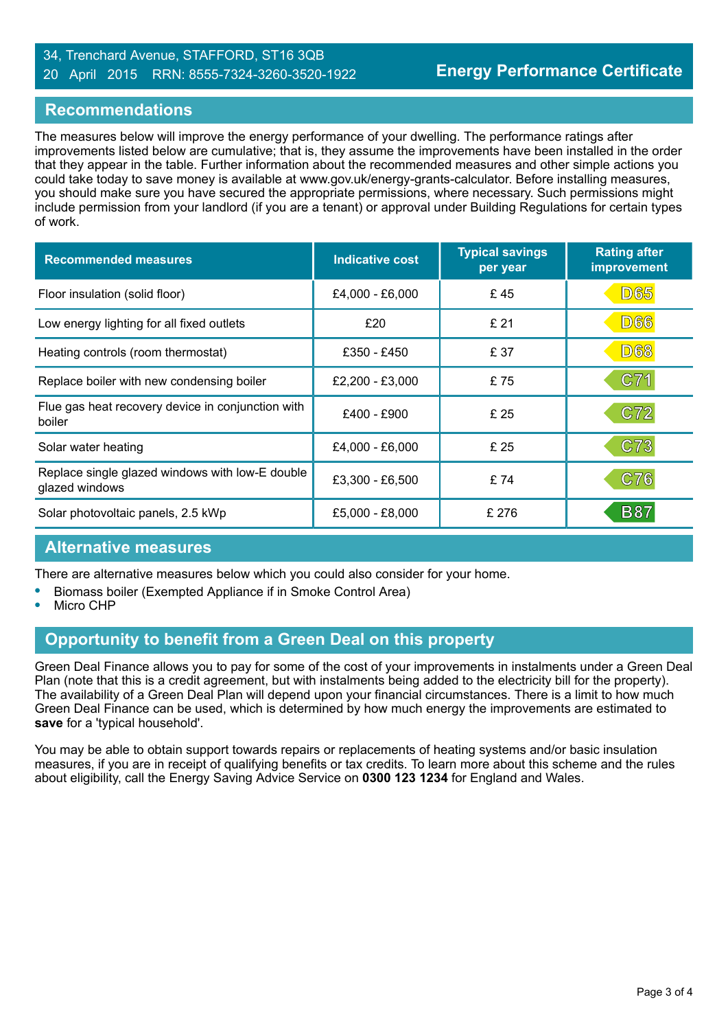34, Trenchard Avenue, STAFFORD, ST16 3QB
20 April 2015 RRN: 8555-7324-3260-3520-1922

# Energy Performance Certificate

## Recommendations

The measures below will improve the energy performance of your dwelling. The performance ratings after improvements listed below are cumulative; that is, they assume the improvements have been installed in the order that they appear in the table. Further information about the recommended measures and other simple actions you could take today to save money is available at www.gov.uk/energy-grants-calculator. Before installing measures, you should make sure you have secured the appropriate permissions, where necessary. Such permissions might include permission from your landlord (if you are a tenant) or approval under Building Regulations for certain types of work.

| Recommended measures | Indicative cost | Typical savings per year | Rating after improvement |
|---|---|---|---|
| Floor insulation (solid floor) | £4,000 - £6,000 | £ 45 | D65 |
| Low energy lighting for all fixed outlets | £20 | £ 21 | D66 |
| Heating controls (room thermostat) | £350 - £450 | £ 37 | D68 |
| Replace boiler with new condensing boiler | £2,200 - £3,000 | £ 75 | C71 |
| Flue gas heat recovery device in conjunction with boiler | £400 - £900 | £ 25 | C72 |
| Solar water heating | £4,000 - £6,000 | £ 25 | C73 |
| Replace single glazed windows with low-E double glazed windows | £3,300 - £6,500 | £ 74 | C76 |
| Solar photovoltaic panels, 2.5 kWp | £5,000 - £8,000 | £ 276 | B87 |

## Alternative measures

There are alternative measures below which you could also consider for your home.

- Biomass boiler (Exempted Appliance if in Smoke Control Area)
- Micro CHP

## Opportunity to benefit from a Green Deal on this property

Green Deal Finance allows you to pay for some of the cost of your improvements in instalments under a Green Deal Plan (note that this is a credit agreement, but with instalments being added to the electricity bill for the property). The availability of a Green Deal Plan will depend upon your financial circumstances. There is a limit to how much Green Deal Finance can be used, which is determined by how much energy the improvements are estimated to **save** for a 'typical household'.

You may be able to obtain support towards repairs or replacements of heating systems and/or basic insulation measures, if you are in receipt of qualifying benefits or tax credits. To learn more about this scheme and the rules about eligibility, call the Energy Saving Advice Service on **0300 123 1234** for England and Wales.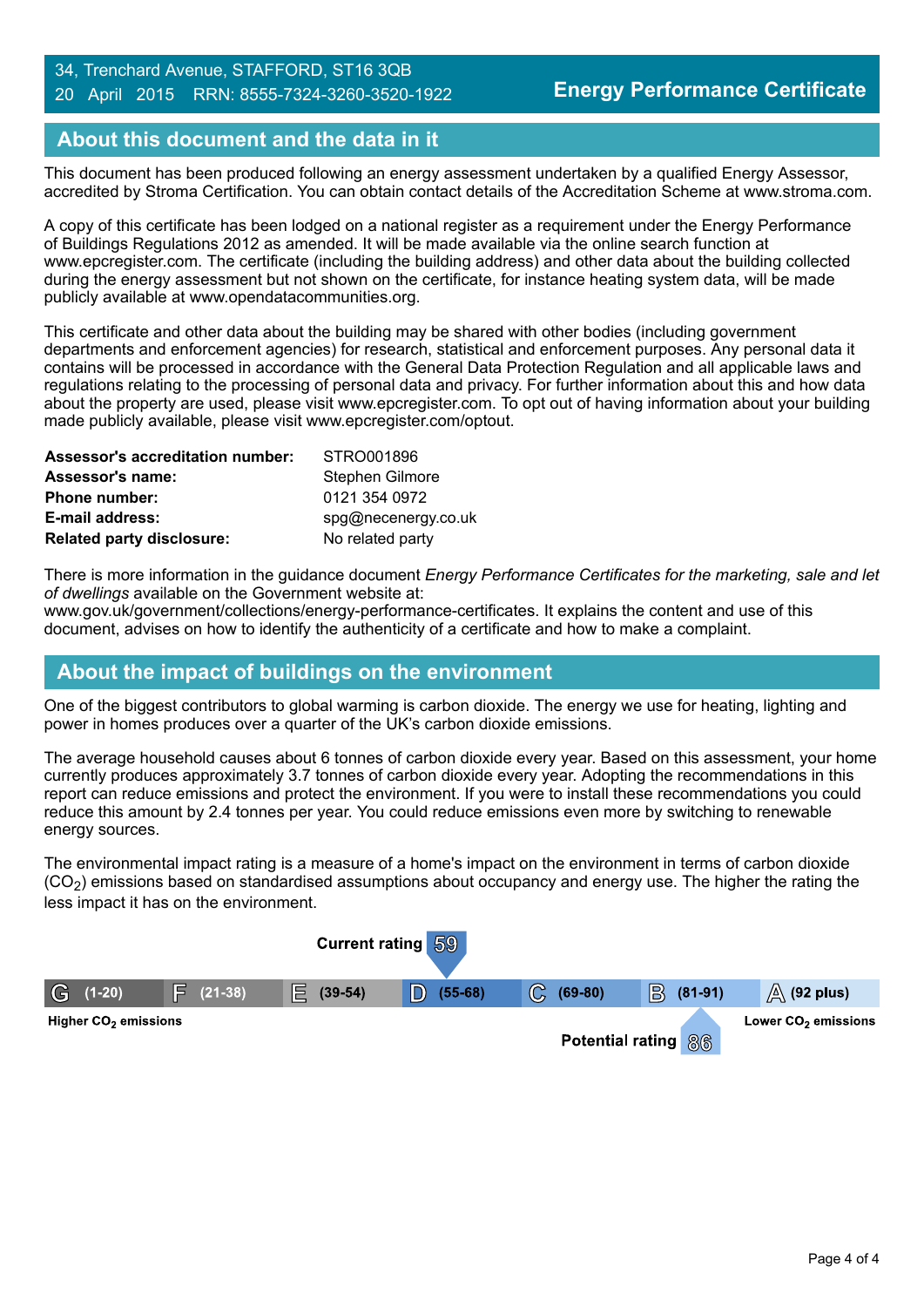34, Trenchard Avenue, STAFFORD, ST16 3QB
20 April 2015 RRN: 8555-7324-3260-3520-1922

**Energy Performance Certificate**

## About this document and the data in it

This document has been produced following an energy assessment undertaken by a qualified Energy Assessor, accredited by Stroma Certification. You can obtain contact details of the Accreditation Scheme at www.stroma.com.

A copy of this certificate has been lodged on a national register as a requirement under the Energy Performance of Buildings Regulations 2012 as amended. It will be made available via the online search function at www.epcregister.com. The certificate (including the building address) and other data about the building collected during the energy assessment but not shown on the certificate, for instance heating system data, will be made publicly available at www.opendatacommunities.org.

This certificate and other data about the building may be shared with other bodies (including government departments and enforcement agencies) for research, statistical and enforcement purposes. Any personal data it contains will be processed in accordance with the General Data Protection Regulation and all applicable laws and regulations relating to the processing of personal data and privacy. For further information about this and how data about the property are used, please visit www.epcregister.com. To opt out of having information about your building made publicly available, please visit www.epcregister.com/optout.

| | |
|---|---|
| **Assessor's accreditation number:** | STRO001896 |
| **Assessor's name:** | Stephen Gilmore |
| **Phone number:** | 0121 354 0972 |
| **E-mail address:** | spg@necenergy.co.uk |
| **Related party disclosure:** | No related party |

There is more information in the guidance document *Energy Performance Certificates for the marketing, sale and let of dwellings* available on the Government website at: www.gov.uk/government/collections/energy-performance-certificates. It explains the content and use of this document, advises on how to identify the authenticity of a certificate and how to make a complaint.

## About the impact of buildings on the environment

One of the biggest contributors to global warming is carbon dioxide. The energy we use for heating, lighting and power in homes produces over a quarter of the UK's carbon dioxide emissions.

The average household causes about 6 tonnes of carbon dioxide every year. Based on this assessment, your home currently produces approximately 3.7 tonnes of carbon dioxide every year. Adopting the recommendations in this report can reduce emissions and protect the environment. If you were to install these recommendations you could reduce this amount by 2.4 tonnes per year. You could reduce emissions even more by switching to renewable energy sources.

The environmental impact rating is a measure of a home's impact on the environment in terms of carbon dioxide ($CO_2$) emissions based on standardised assumptions about occupancy and energy use. The higher the rating the less impact it has on the environment.

Current rating 59

G (1-20) F (21-38) E (39-54) D (55-68) C (69-80) B (81-91) A (92 plus)

Higher $CO_2$ emissions

Lower $CO_2$ emissions

Potential rating 86